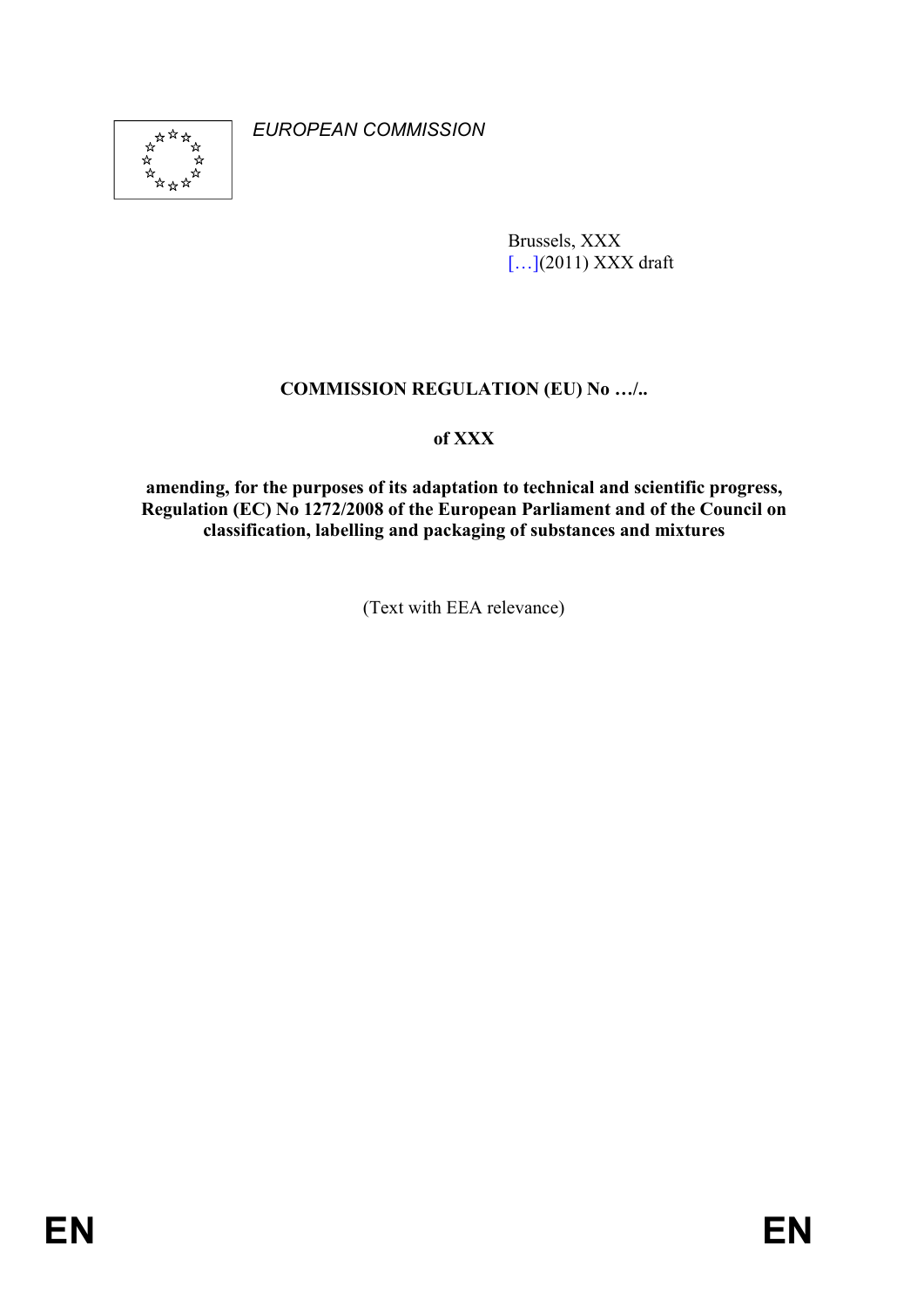*EUROPEAN COMMISSION*

Brussels, XXX
[…](2011) XXX draft

**COMMISSION REGULATION (EU) No …/..**

**of XXX**

**amending, for the purposes of its adaptation to technical and scientific progress, Regulation (EC) No 1272/2008 of the European Parliament and of the Council on classification, labelling and packaging of substances and mixtures**

(Text with EEA relevance)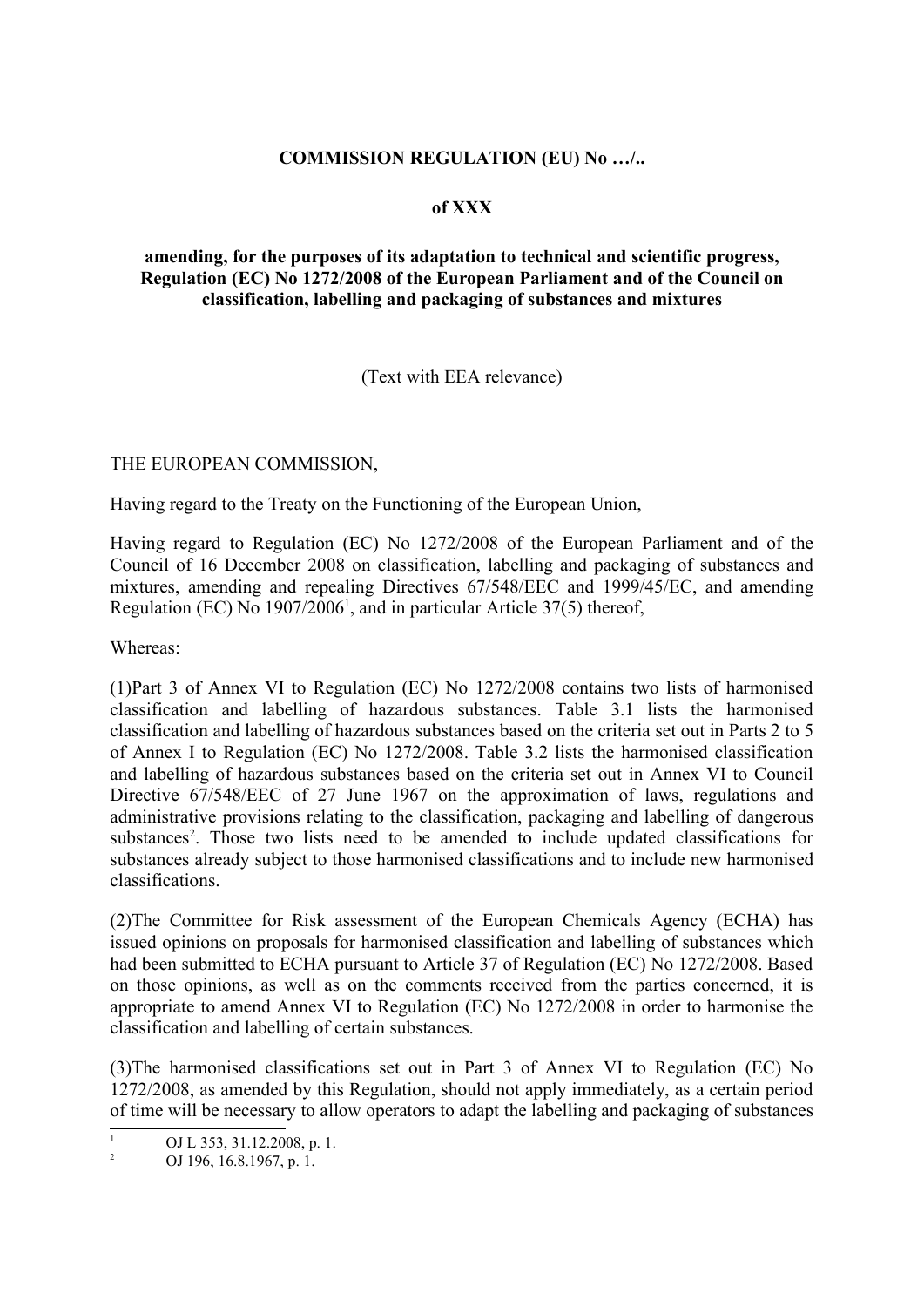**COMMISSION REGULATION (EU) No …/..**

**of XXX**

**amending, for the purposes of its adaptation to technical and scientific progress, Regulation (EC) No 1272/2008 of the European Parliament and of the Council on classification, labelling and packaging of substances and mixtures**

(Text with EEA relevance)

THE EUROPEAN COMMISSION,

Having regard to the Treaty on the Functioning of the European Union,

Having regard to Regulation (EC) No 1272/2008 of the European Parliament and of the Council of 16 December 2008 on classification, labelling and packaging of substances and mixtures, amending and repealing Directives 67/548/EEC and 1999/45/EC, and amending Regulation (EC) No 1907/2006[1], and in particular Article 37(5) thereof,

Whereas:

(1)Part 3 of Annex VI to Regulation (EC) No 1272/2008 contains two lists of harmonised classification and labelling of hazardous substances. Table 3.1 lists the harmonised classification and labelling of hazardous substances based on the criteria set out in Parts 2 to 5 of Annex I to Regulation (EC) No 1272/2008. Table 3.2 lists the harmonised classification and labelling of hazardous substances based on the criteria set out in Annex VI to Council Directive 67/548/EEC of 27 June 1967 on the approximation of laws, regulations and administrative provisions relating to the classification, packaging and labelling of dangerous substances[2]. Those two lists need to be amended to include updated classifications for substances already subject to those harmonised classifications and to include new harmonised classifications.

(2)The Committee for Risk assessment of the European Chemicals Agency (ECHA) has issued opinions on proposals for harmonised classification and labelling of substances which had been submitted to ECHA pursuant to Article 37 of Regulation (EC) No 1272/2008. Based on those opinions, as well as on the comments received from the parties concerned, it is appropriate to amend Annex VI to Regulation (EC) No 1272/2008 in order to harmonise the classification and labelling of certain substances.

(3)The harmonised classifications set out in Part 3 of Annex VI to Regulation (EC) No 1272/2008, as amended by this Regulation, should not apply immediately, as a certain period of time will be necessary to allow operators to adapt the labelling and packaging of substances

[1] OJ L 353, 31.12.2008, p. 1.

[2] OJ 196, 16.8.1967, p. 1.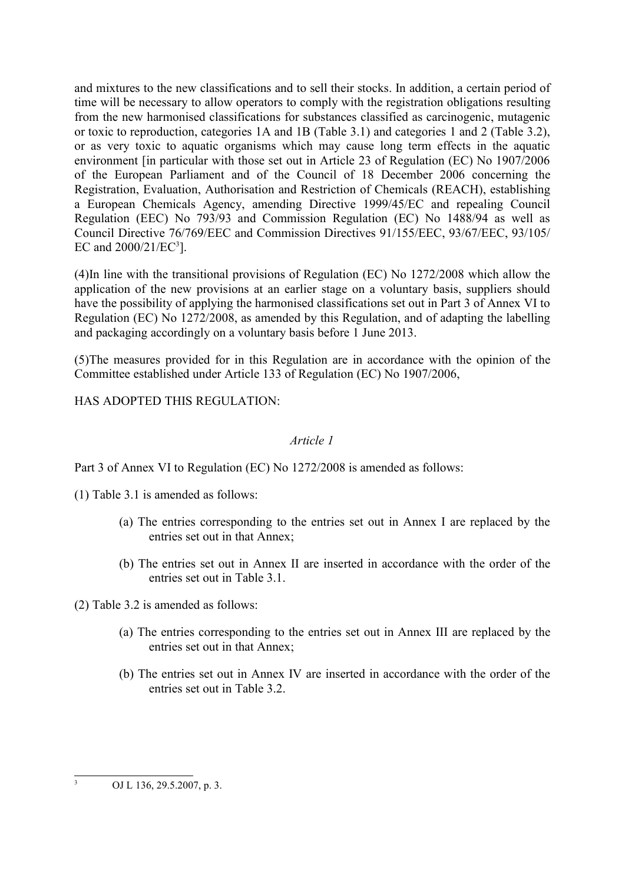and mixtures to the new classifications and to sell their stocks. In addition, a certain period of time will be necessary to allow operators to comply with the registration obligations resulting from the new harmonised classifications for substances classified as carcinogenic, mutagenic or toxic to reproduction, categories 1A and 1B (Table 3.1) and categories 1 and 2 (Table 3.2), or as very toxic to aquatic organisms which may cause long term effects in the aquatic environment [in particular with those set out in Article 23 of Regulation (EC) No 1907/2006 of the European Parliament and of the Council of 18 December 2006 concerning the Registration, Evaluation, Authorisation and Restriction of Chemicals (REACH), establishing a European Chemicals Agency, amending Directive 1999/45/EC and repealing Council Regulation (EEC) No 793/93 and Commission Regulation (EC) No 1488/94 as well as Council Directive 76/769/EEC and Commission Directives 91/155/EEC, 93/67/EEC, 93/105/EC and 2000/21/EC[3]].

(4)In line with the transitional provisions of Regulation (EC) No 1272/2008 which allow the application of the new provisions at an earlier stage on a voluntary basis, suppliers should have the possibility of applying the harmonised classifications set out in Part 3 of Annex VI to Regulation (EC) No 1272/2008, as amended by this Regulation, and of adapting the labelling and packaging accordingly on a voluntary basis before 1 June 2013.

(5)The measures provided for in this Regulation are in accordance with the opinion of the Committee established under Article 133 of Regulation (EC) No 1907/2006,

HAS ADOPTED THIS REGULATION:

*Article 1*

Part 3 of Annex VI to Regulation (EC) No 1272/2008 is amended as follows:

(1) Table 3.1 is amended as follows:

(a) The entries corresponding to the entries set out in Annex I are replaced by the entries set out in that Annex;

(b) The entries set out in Annex II are inserted in accordance with the order of the entries set out in Table 3.1.

(2) Table 3.2 is amended as follows:

(a) The entries corresponding to the entries set out in Annex III are replaced by the entries set out in that Annex;

(b) The entries set out in Annex IV are inserted in accordance with the order of the entries set out in Table 3.2.

[3] OJ L 136, 29.5.2007, p. 3.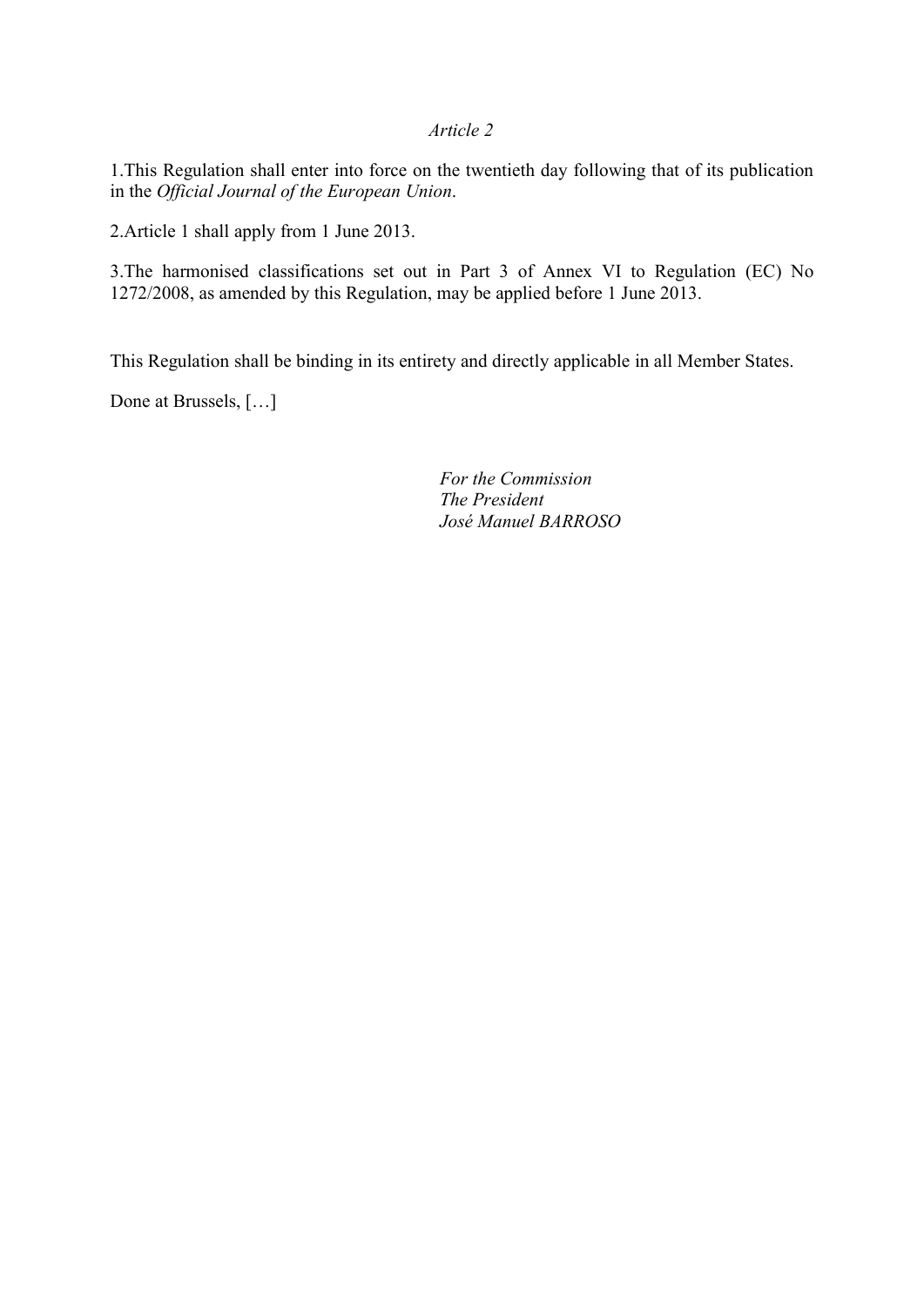*Article 2*

1.This Regulation shall enter into force on the twentieth day following that of its publication in the *Official Journal of the European Union*.

2.Article 1 shall apply from 1 June 2013.

3.The harmonised classifications set out in Part 3 of Annex VI to Regulation (EC) No 1272/2008, as amended by this Regulation, may be applied before 1 June 2013.

This Regulation shall be binding in its entirety and directly applicable in all Member States.

Done at Brussels, […]

*For the Commission*
*The President*
*José Manuel BARROSO*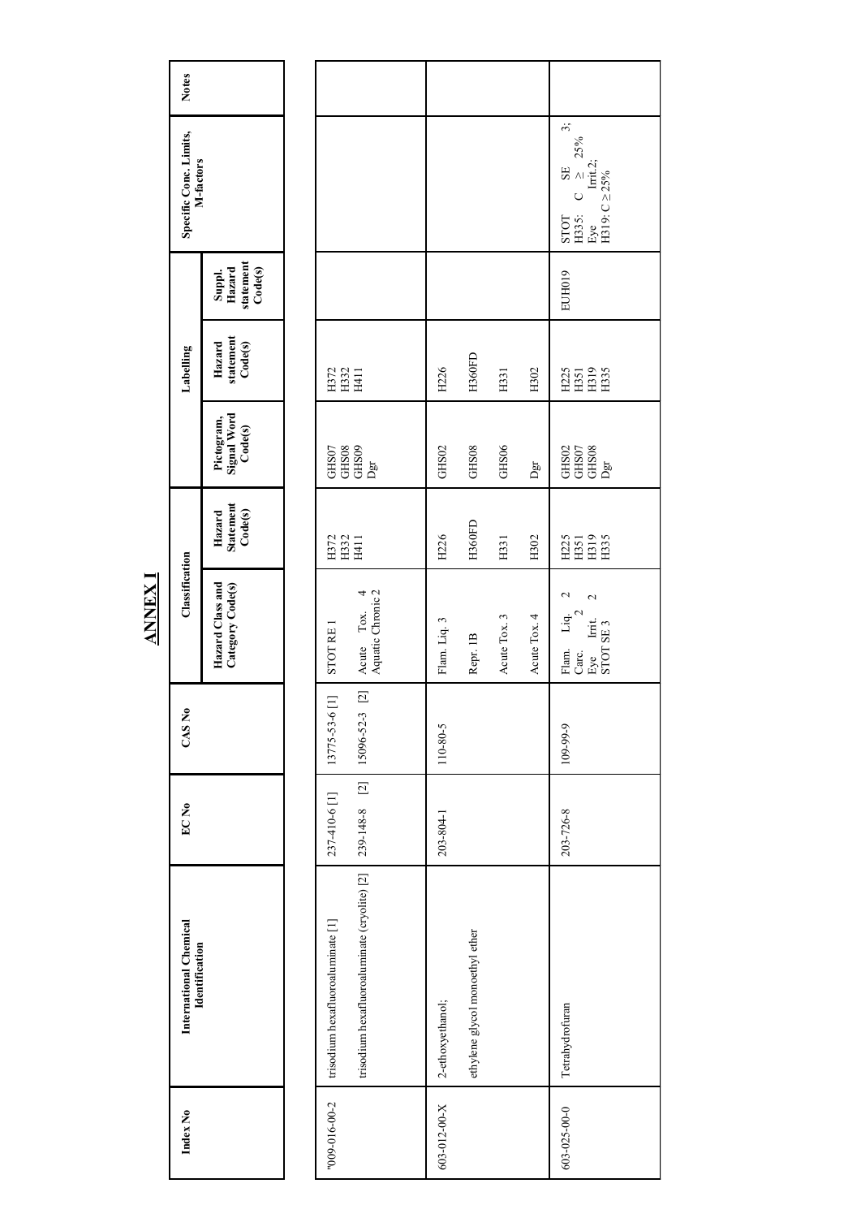## ANNEX I

| Index No | International Chemical Identification | EC No | CAS No | Classification | | Labelling | | | Specific Conc. Limits, M-factors | Notes |
|---|---|---|---|---|---|---|---|---|---|---|
| | | | | Hazard Class and Category Code(s) | Hazard Statement Code(s) | Pictogram, Signal Word Code(s) | Hazard statement Code(s) | Suppl. Hazard statement Code(s) | | |
| "009-016-00-2 | trisodium hexafluoroaluminate [1]<br>trisodium hexafluoroaluminate (cryolite) [2] | 237-410-6 [1]<br>239-148-8 [2] | 13775-53-6 [1]<br>15096-52-3 [2] | STOT RE 1<br>Acute Tox. 4<br>Aquatic Chronic 2 | H372<br>H332<br>H411 | GHS07<br>GHS08<br>GHS09<br>Dgr | H372<br>H332<br>H411 | | | |
| 603-012-00-X | 2-ethoxyethanol;<br>ethylene glycol monoethyl ether | 203-804-1 | 110-80-5 | Flam. Liq. 3<br>Repr. 1B<br>Acute Tox. 3<br>Acute Tox. 4 | H226<br>H360FD<br>H331<br>H302 | GHS02<br>GHS08<br>GHS06<br>Dgr | H226<br>H360FD<br>H331<br>H302 | | | |
| 603-025-00-0 | Tetrahydrofuran | 203-726-8 | 109-99-9 | Flam. Liq. 2<br>Carc. 2<br>Eye Irrit. 2<br>STOT SE 3 | H225<br>H351<br>H319<br>H335 | GHS02<br>GHS07<br>GHS08<br>Dgr | H225<br>H351<br>H319<br>H335 | EUH019 | STOT SE 3; H335: C ≥ 25%<br>Eye Irrit.2; H319: C ≥ 25% | |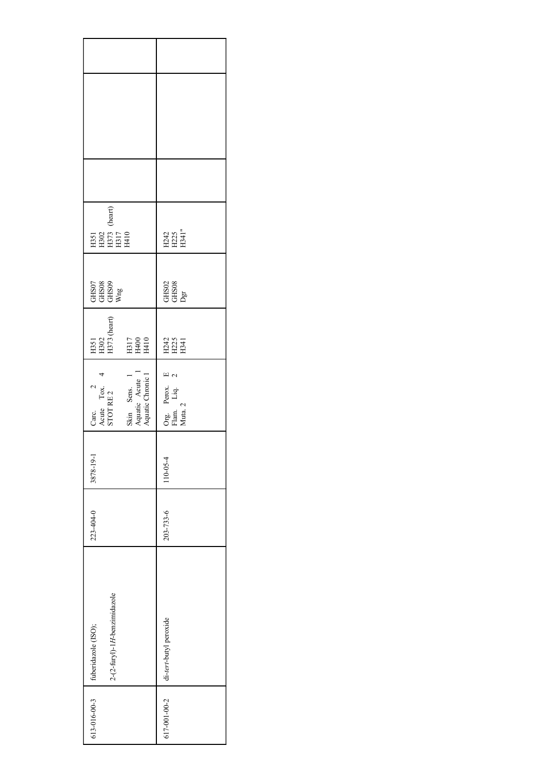| 613-016-00-3 | fuberidazole (ISO); 2-(2-furyl)-1*H*-benzimidazole | 223-404-0 | 3878-19-1 | Carc. 2<br>Acute Tox. 4<br>STOT RE 2<br>Skin Sens. 1<br>Aquatic Acute 1<br>Aquatic Chronic 1 | H351<br>H302<br>H373 (heart)<br>H317<br>H400<br>H410 | GHS07<br>GHS08<br>GHS09<br>Wng | H351<br>H302<br>H373 (heart)<br>H317<br>H410 | | | |
|---|---|---|---|---|---|---|---|---|---|---|
| 617-001-00-2 | di-*tert*-butyl peroxide | 203-733-6 | 110-05-4 | Org. Perox. E<br>Flam. Liq. 2<br>Muta. 2 | H242<br>H225<br>H341 | GHS02<br>GHS08<br>Dgr | H242<br>H225<br>H341" | | | |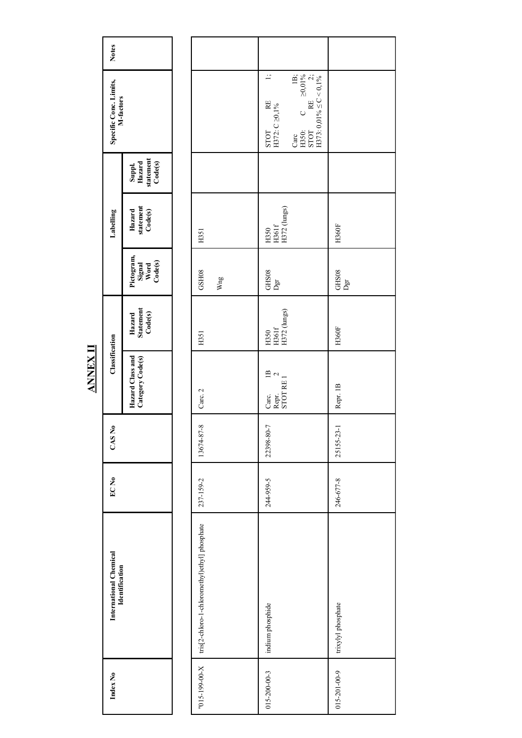# ANNEX II

| Index No | International Chemical Identification | EC No | CAS No | Classification | | Labelling | | | Specific Conc. Limits, M-factors | Notes |
|---|---|---|---|---|---|---|---|---|---|---|
| | | | | Hazard Class and Category Code(s) | Hazard Statement Code(s) | Pictogram, Signal Word Code(s) | Hazard statement Code(s) | Suppl. Hazard statement Code(s) | | |
| "015-199-00-X | tris[2-chloro-1-(chloromethyl)ethyl] phosphate | 237-159-2 | 13674-87-8 | Carc. 2 | H351 | GSH08 Wng | H351 | | | |
| 015-200-00-3 | indium phosphide | 244-959-5 | 22398-80-7 | Carc. 1B Repr. 2 STOT RE 1 | H350 H361f H372 (lungs) | GHS08 Dgr | H350 H361f H372 (lungs) | | STOT RE 1; H372: C ≥0,1% Carc 1B; H350: C ≥0,01% STOT RE 2; H373: 0,01% ≤ C < 0,1% | |
| 015-201-00-9 | trixylyl phosphate | 246-677-8 | 25155-23-1 | Repr. 1B | H360F | GHS08 Dgr | H360F | | | |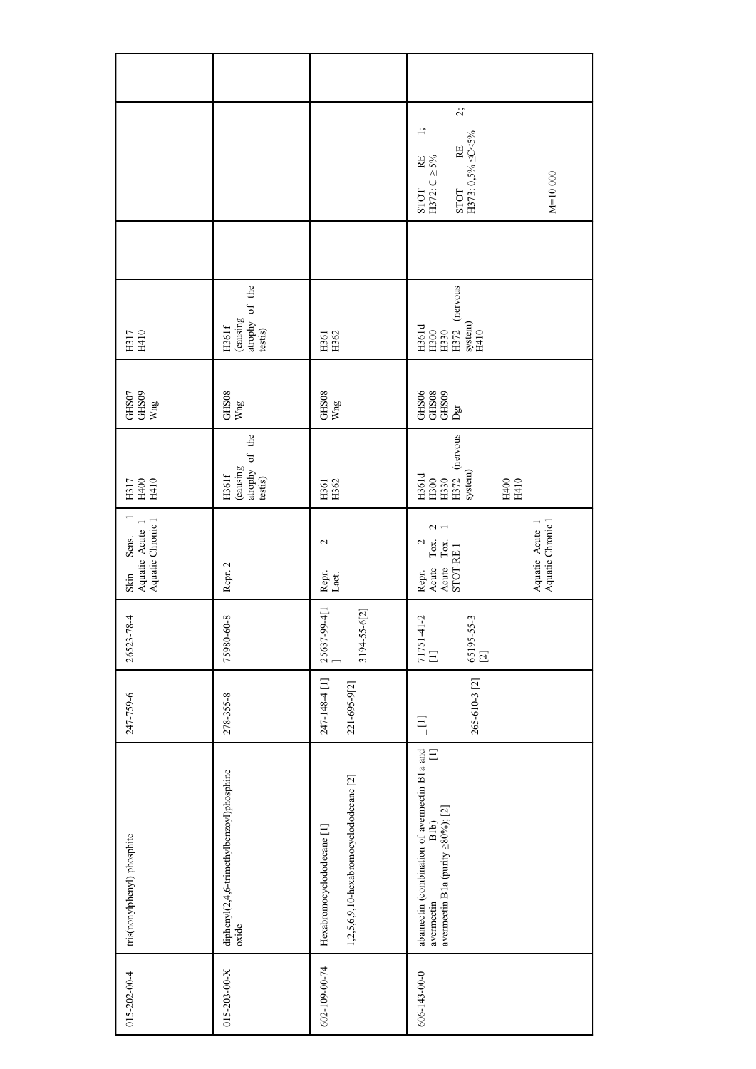| | | | | | | | | | | | |
|---|---|---|---|---|---|---|---|---|---|---|---|
| 015-202-00-4 | tris(nonylphenyl) phosphite | 247-759-6 | 26523-78-4 | Skin Sens. 1<br>Aquatic Acute 1<br>Aquatic Chronic 1 | H317<br>H400<br>H410 | GHS07<br>GHS09<br>Wng | H317<br>H410 | | | | |
| 015-203-00-X | diphenyl(2,4,6-trimethylbenzoyl)phosphine oxide | 278-355-8 | 75980-60-8 | Repr. 2 | H361f (causing atrophy of the testis) | GHS08<br>Wng | H361f (causing atrophy of the testis) | | | | |
| 602-109-00-74 | Hexabromocyclododecane [1]<br>1,2,5,6,9,10-hexabromocyclododecane [2] | 247-148-4 [1]<br>221-695-9[2] | 25637-99-4[1]<br>3194-55-6[2] | Repr. 2<br>Lact. | H361<br>H362 | GHS08<br>Wng | H361<br>H362 | | | | |
| 606-143-00-0 | abamectin (combination of avermectin B1a and avermectin B1b) [1]<br>avermectin B1a (purity ≥80%); [2] | _[1]<br>265-610-3 [2] | 71751-41-2 [1]<br>65195-55-3 [2] | Repr. 2<br>Acute Tox. 2<br>Acute Tox. 1<br>STOT-RE 1<br>Aquatic Acute 1<br>Aquatic Chronic 1 | H361d<br>H300<br>H330<br>H372 (nervous system)<br>H400<br>H410 | GHS06<br>GHS08<br>GHS09<br>Dgr | H361d<br>H300<br>H330<br>H372 (nervous system)<br>H410 | | STOT RE 1; H372: C ≥ 5%<br>STOT RE 2; H373: 0,5% ≤C<5%<br>M=10 000 | | |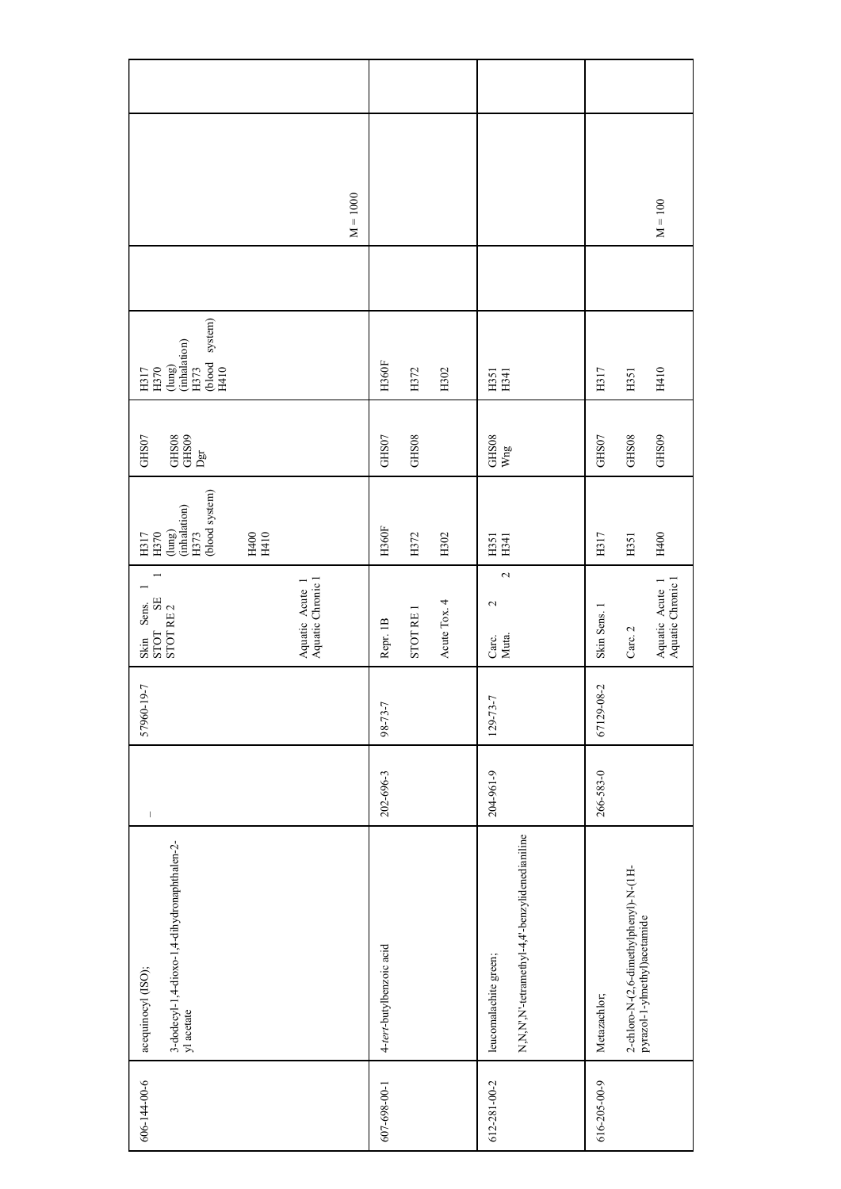| | | | | | | | | | | |
|---|---|---|---|---|---|---|---|---|---|---|
| 606-144-00-6 | acequinocyl (ISO);<br><br>3-dodecyl-1,4-dioxo-1,4-dihydronaphthalen-2-yl acetate | – | 57960-19-7 | Skin Sens. 1<br>STOT SE 1<br>STOT RE 2<br><br>Aquatic Acute 1<br>Aquatic Chronic 1 | H317<br>H370<br>(lung)<br>(inhalation)<br>H373<br>(blood system)<br><br>H400<br>H410 | GHS07<br><br>GHS08<br>GHS09<br>Dgr | H317<br>H370<br>(lung)<br>(inhalation)<br>H373<br>(blood system)<br>H410 | | M = 1000 | |
| 607-698-00-1 | 4-*tert*-butylbenzoic acid | 202-696-3 | 98-73-7 | Repr. 1B<br><br>STOT RE 1<br><br>Acute Tox. 4 | H360F<br><br>H372<br><br>H302 | GHS07<br><br>GHS08 | H360F<br><br>H372<br><br>H302 | | | |
| 612-281-00-2 | leucomalachite green;<br><br>N,N,N',N'-tetramethyl-4,4'-benzylidenedianiline | 204-961-9 | 129-73-7 | Carc. 2<br>Muta. 2 | H351<br>H341 | GHS08<br>Wng | H351<br>H341 | | | |
| 616-205-00-9 | Metazachlor;<br><br>2-chloro-N-(2,6-dimethylphenyl)-N-(1H-pyrazol-1-ylmethyl)acetamide | 266-583-0 | 67129-08-2 | Skin Sens. 1<br><br>Carc. 2<br><br>Aquatic Acute 1<br>Aquatic Chronic 1 | H317<br><br>H351<br><br>H400 | GHS07<br><br>GHS08<br><br>GHS09 | H317<br><br>H351<br><br>H410 | | M = 100 | |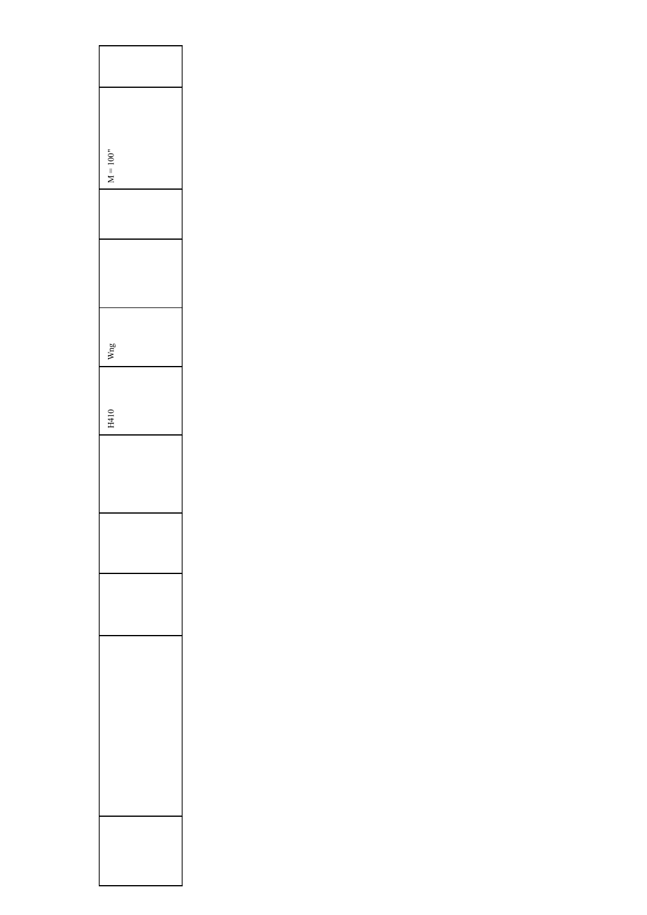|  |
| --- |
| M = 100" |
|  |
|  |
| Wng |
| H410 |
|  |
|  |
|  |
|  |
|  |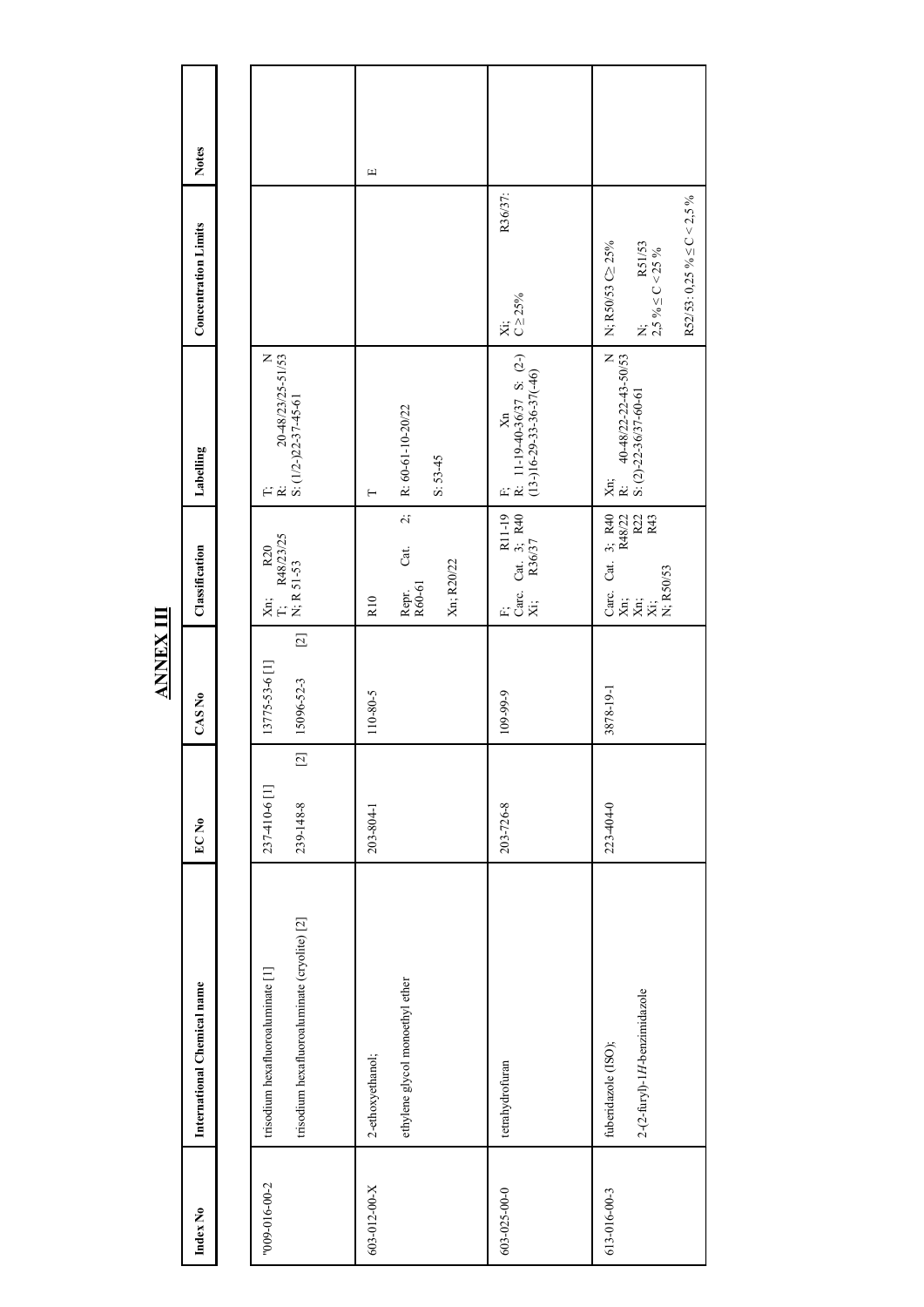## ANNEX III

| Index No | International Chemical name | EC No | CAS No | Classification | Labelling | Concentration Limits | Notes |
|---|---|---|---|---|---|---|---|
| '009-016-00-2 | trisodium hexafluoroaluminate [1]<br><br>trisodium hexafluoroaluminate (cryolite) [2] | 237-410-6 [1]<br><br>239-148-8 [2] | 13775-53-6 [1]<br><br>15096-52-3 [2] | Xn; R20<br>T; R48/23/25<br>N; R 51-53 | T; N<br>R: 20-48/23/25-51/53<br>S: (1/2-)22-37-45-61 | | |
| 603-012-00-X | 2-ethoxyethanol;<br><br>ethylene glycol monoethyl ether | 203-804-1 | 110-80-5 | R10<br><br>Repr. Cat. 2; R60-61<br><br>Xn; R20/22 | T<br><br>R: 60-61-10-20/22<br><br>S: 53-45 | | E |
| 603-025-00-0 | tetrahydrofuran | 203-726-8 | 109-99-9 | F; R11-19<br>Carc. Cat. 3; R40<br>Xi; R36/37 | F; Xn<br>R: 11-19-40-36/37 S: (2-)(13-)16-29-33-36-37(-46) | Xi; R36/37:<br>C ≥ 25% | |
| 613-016-00-3 | fuberidazole (ISO);<br><br>2-(2-furyl)-1*H*-benzimidazole | 223-404-0 | 3878-19-1 | Carc. Cat. 3; R40<br>Xn; R48/22<br>Xn; R22<br>Xi; R43<br>N; R50/53 | Xn; N<br>R: 40-48/22-22-43-50/53<br>S: (2)-22-36/37-60-61 | N; R50/53 C≥ 25%<br><br>N; R51/53<br>2,5 % ≤ C < 25 %<br><br>R52/53: 0,25 % ≤ C < 2,5 % | |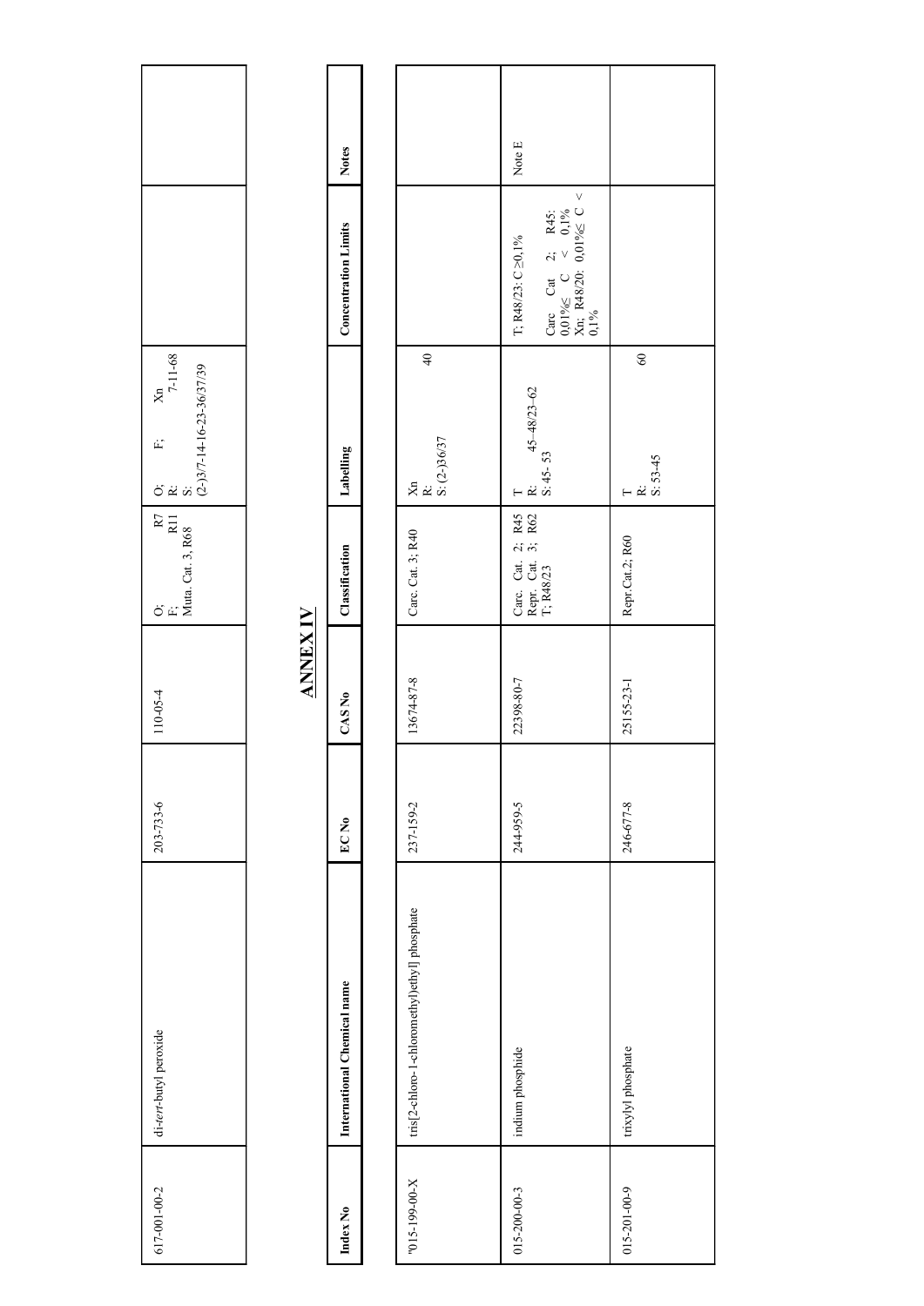| | | | | | | | |
|---|---|---|---|---|---|---|---|
| 617-001-00-2 | di-*tert*-butyl peroxide | 203-733-6 | 110-05-4 | O; R7<br>F; R11<br>Muta. Cat. 3; R68 | O; F; Xn<br>R: 7-11-68<br>S: (2-)3/7-14-16-23-36/37/39 | | |

## ANNEX IV

| Index No | International Chemical name | EC No | CAS No | Classification | Labelling | Concentration Limits | Notes |
|---|---|---|---|---|---|---|---|
| "015-199-00-X | tris[2-chloro-1-(chloromethyl)ethyl] phosphate | 237-159-2 | 13674-87-8 | Carc. Cat. 3; R40 | Xn<br>R: 40<br>S: (2-)36/37 | | |
| 015-200-00-3 | indium phosphide | 244-959-5 | 22398-80-7 | Carc. Cat. 2; R45<br>Repr. Cat. 3; R62<br>T; R48/23 | T<br>R: 45-48/23-62<br>S: 45-53 | T; R48/23: C ≥0,1%<br>Carc Cat 2; R45: 0,01%≤ C < 0,1%<br>Xn; R48/20: 0,01%≤ C < 0,1% | Note E |
| 015-201-00-9 | trixylyl phosphate | 246-677-8 | 25155-23-1 | Repr.Cat.2; R60 | T<br>R: 60<br>S: 53-45 | | |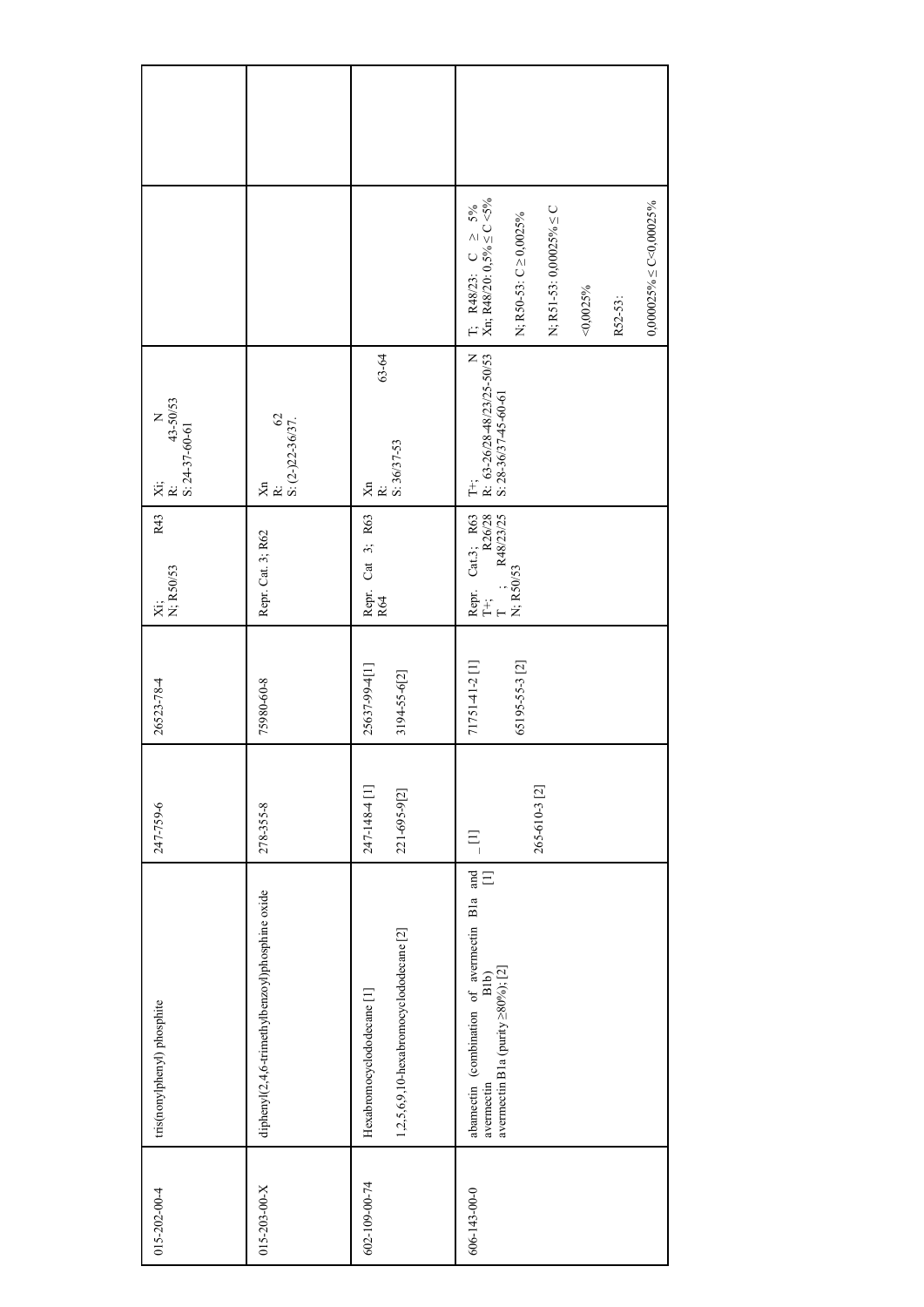| 015-202-00-4 | tris(nonylphenyl) phosphite | 247-759-6 | 26523-78-4 | Xi; R43<br>N; R50/53 | Xi; N<br>R: 43-50/53<br>S: 24-37-60-61 | | |
|---|---|---|---|---|---|---|---|
| 015-203-00-X | diphenyl(2,4,6-trimethylbenzoyl)phosphine oxide | 278-355-8 | 75980-60-8 | Repr. Cat. 3; R62 | Xn<br>R: 62<br>S: (2-)22-36/37. | | |
| 602-109-00-74 | Hexabromocyclododecane [1]<br><br>1,2,5,6,9,10-hexabromocyclododecane [2] | 247-148-4 [1]<br><br>221-695-9[2] | 25637-99-4[1]<br><br>3194-55-6[2] | Repr. Cat 3; R63 R64 | Xn<br>R: 63-64<br>S: 36/37-53 | | |
| 606-143-00-0 | abamectin (combination of avermectin B1a and avermectin B1b) [1]<br>avermectin B1a (purity≥80%); [2] | _ [1]<br><br>265-610-3 [2] | 71751-41-2 [1]<br><br>65195-55-3 [2] | Repr. Cat.3; R63<br>T+; R26/28<br>T ; R48/23/25<br>N; R50/53 | T+; N<br>R: 63-26/28-48/23/25-50/53<br>S: 28-36/37-45-60-61 | T; R48/23: C ≥ 5%<br>Xn; R48/20: 0,5% ≤ C <5%<br><br>N; R50-53: C ≥ 0,0025%<br><br>N; R51-53: 0,00025% ≤ C <0,0025%<br><br>R52-53:<br><br>0,000025% ≤ C<0,00025% | |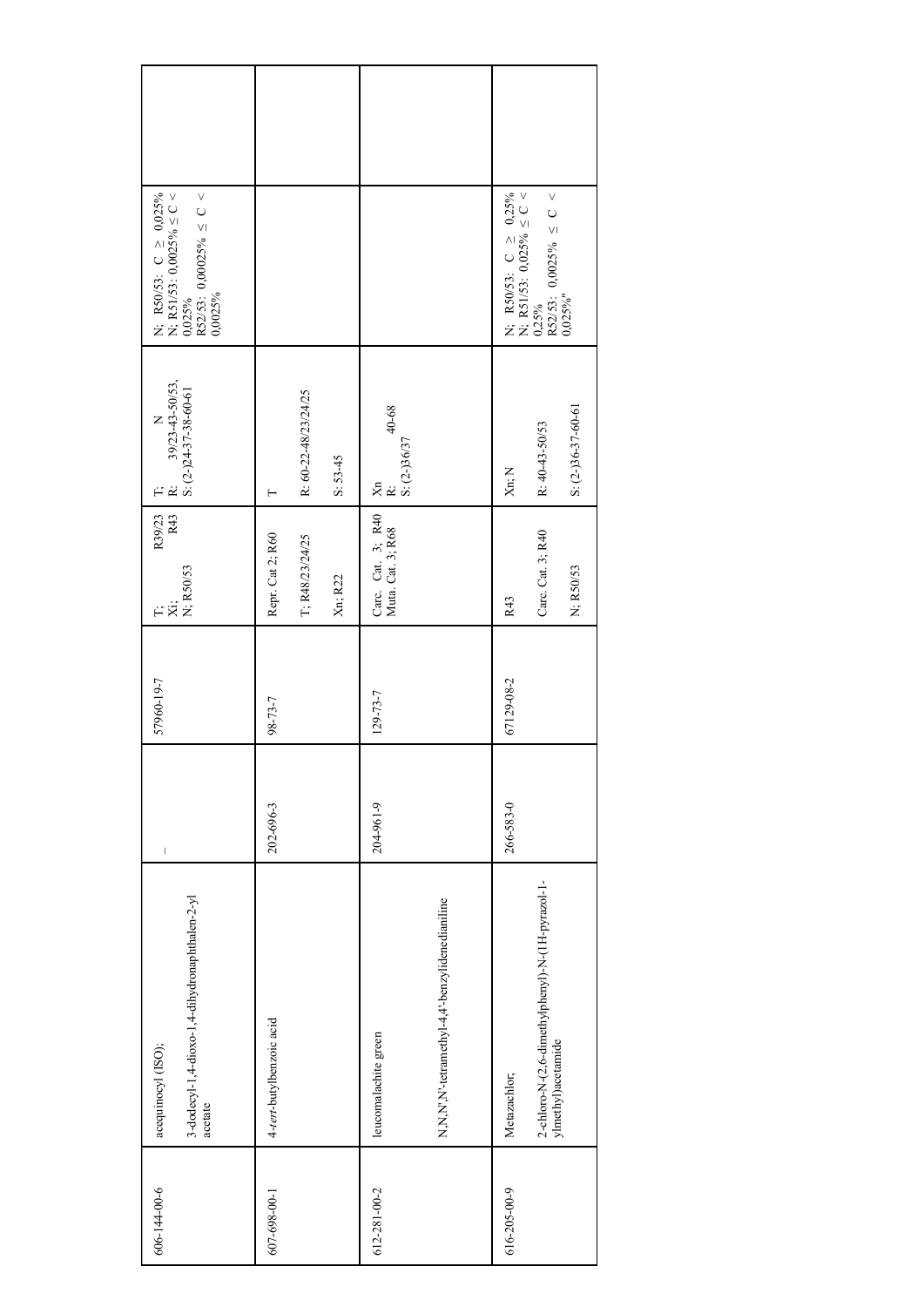| | | | | | | | |
|---|---|---|---|---|---|---|---|
| 606-144-00-6 | acequinocyl (ISO); 3-dodecyl-1,4-dioxo-1,4-dihydronaphthalen-2-yl acetate | — | 57960-19-7 | T; R39/23 Xi; R43 N; R50/53 | T; N R: 39/23-43-50/53, S: (2-)24-37-38-60-61 | N; R50/53: C ≥ 0,025% N; R51/53: 0,0025% ≤ C < 0,025% R52/53: 0,00025% ≤ C < 0,0025% | |
| 607-698-00-1 | 4-*tert*-butylbenzoic acid | 202-696-3 | 98-73-7 | Repr. Cat 2; R60 T; R48/23/24/25 Xn; R22 | T R: 60-22-48/23/24/25 S: 53-45 | | |
| 612-281-00-2 | leucomalachite green N,N,N',N'-tetramethyl-4,4'-benzylidenedianiline | 204-961-9 | 129-73-7 | Carc. Cat. 3; R40 Muta. Cat. 3; R68 | Xn R: 40-68 S: (2-)36/37 | | |
| 616-205-00-9 | Metazachlor; 2-chloro-N-(2,6-dimethylphenyl)-N-(1H-pyrazol-1-ylmethyl)acetamide | 266-583-0 | 67129-08-2 | R43 Carc. Cat. 3; R40 N; R50/53 | Xn; N R: 40-43-50/53 S: (2-)36-37-60-61 | N; R50/53: C ≥ 0,25% N; R51/53: 0,025% ≤ C < 0,25% R52/53: 0,0025% ≤ C < 0,025%" | |